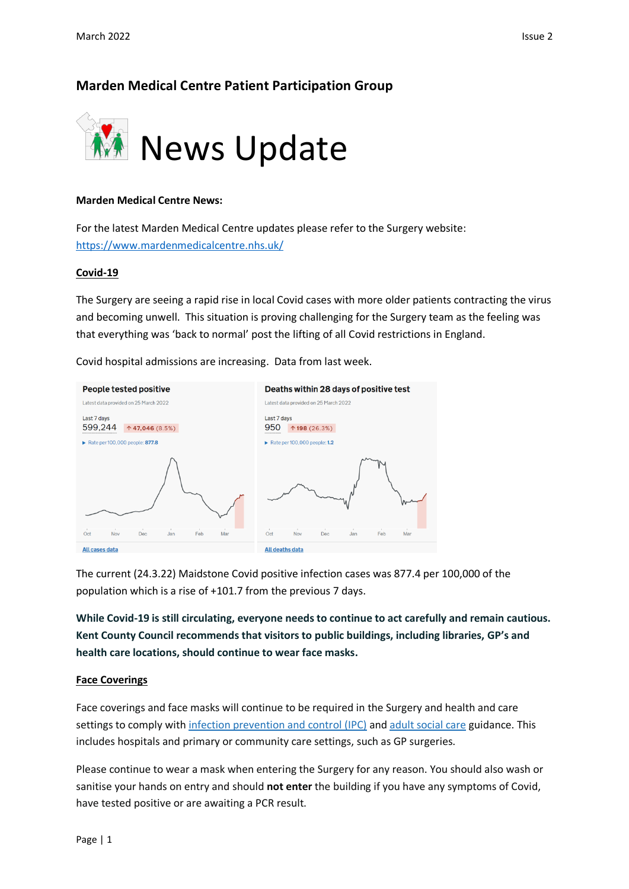# Marden Medical Centre Patient Participation Group

# News Update

**Marden Medical Centre News:**

For the latest Marden Medical Centre updates please refer to the Surgery website: https://www.mardenmedicalcentre.nhs.uk/

## Covid-19

The Surgery are seeing a rapid rise in local Covid cases with more older patients contracting the virus and becoming unwell. This situation is proving challenging for the Surgery team as the feeling was that everything was 'back to normal' post the lifting of all Covid restrictions in England.

Covid hospital admissions are increasing. Data from last week.

**People tested positive**

Latest data provided on 25 March 2022

Last 7 days
599,244 ↑47,046 (8.5%)

Rate per 100,000 people: 877.8

All cases data

**Deaths within 28 days of positive test**

Latest data provided on 25 March 2022

Last 7 days
950 ↑198 (26.3%)

Rate per 100,000 people: 1.2

All deaths data

The current (24.3.22) Maidstone Covid positive infection cases was 877.4 per 100,000 of the population which is a rise of +101.7 from the previous 7 days.

**While Covid-19 is still circulating, everyone needs to continue to act carefully and remain cautious. Kent County Council recommends that visitors to public buildings, including libraries, GP's and health care locations, should continue to wear face masks.**

## Face Coverings

Face coverings and face masks will continue to be required in the Surgery and health and care settings to comply with infection prevention and control (IPC) and adult social care guidance. This includes hospitals and primary or community care settings, such as GP surgeries.

Please continue to wear a mask when entering the Surgery for any reason. You should also wash or sanitise your hands on entry and should **not enter** the building if you have any symptoms of Covid, have tested positive or are awaiting a PCR result.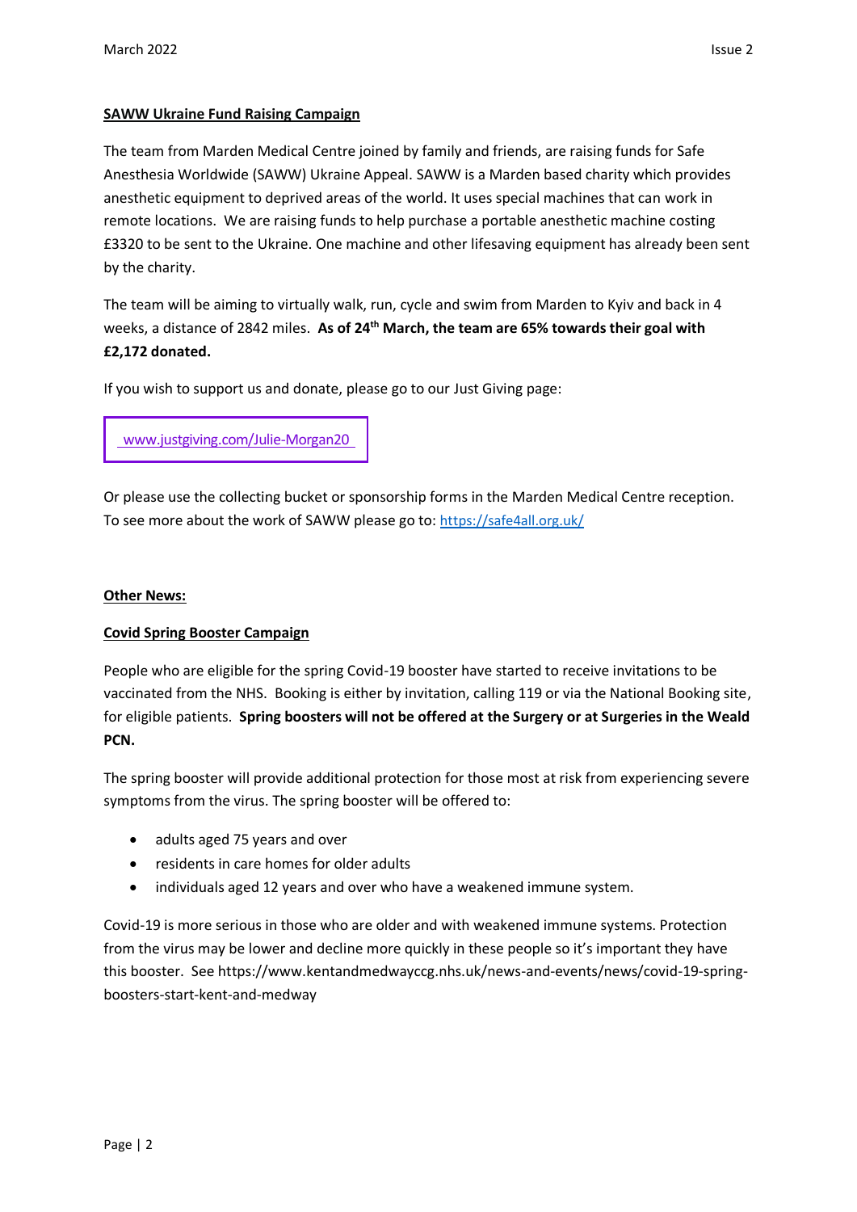**SAWW Ukraine Fund Raising Campaign**

The team from Marden Medical Centre joined by family and friends, are raising funds for Safe Anesthesia Worldwide (SAWW) Ukraine Appeal. SAWW is a Marden based charity which provides anesthetic equipment to deprived areas of the world. It uses special machines that can work in remote locations. We are raising funds to help purchase a portable anesthetic machine costing £3320 to be sent to the Ukraine. One machine and other lifesaving equipment has already been sent by the charity.

The team will be aiming to virtually walk, run, cycle and swim from Marden to Kyiv and back in 4 weeks, a distance of 2842 miles. **As of 24th March, the team are 65% towards their goal with £2,172 donated.**

If you wish to support us and donate, please go to our Just Giving page:

www.justgiving.com/Julie-Morgan20

Or please use the collecting bucket or sponsorship forms in the Marden Medical Centre reception. To see more about the work of SAWW please go to: https://safe4all.org.uk/

**Other News:**

**Covid Spring Booster Campaign**

People who are eligible for the spring Covid-19 booster have started to receive invitations to be vaccinated from the NHS. Booking is either by invitation, calling 119 or via the National Booking site, for eligible patients. **Spring boosters will not be offered at the Surgery or at Surgeries in the Weald PCN.**

The spring booster will provide additional protection for those most at risk from experiencing severe symptoms from the virus. The spring booster will be offered to:

- adults aged 75 years and over
- residents in care homes for older adults
- individuals aged 12 years and over who have a weakened immune system.

Covid-19 is more serious in those who are older and with weakened immune systems. Protection from the virus may be lower and decline more quickly in these people so it's important they have this booster. See https://www.kentandmedwayccg.nhs.uk/news-and-events/news/covid-19-spring-boosters-start-kent-and-medway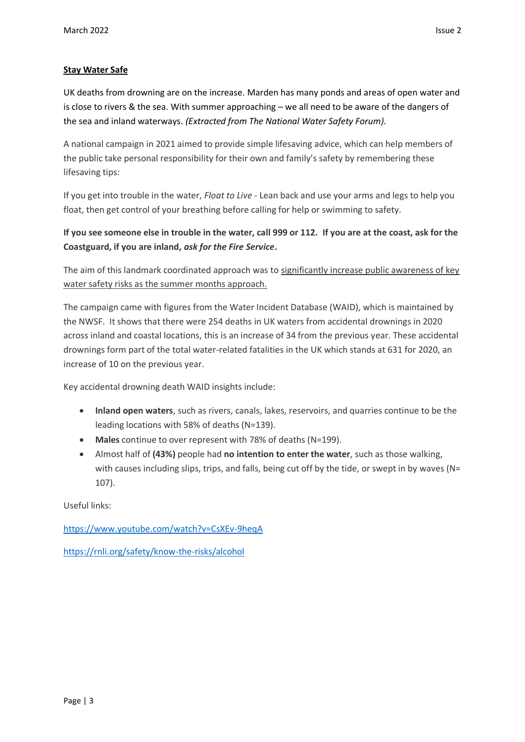## Stay Water Safe

UK deaths from drowning are on the increase. Marden has many ponds and areas of open water and is close to rivers & the sea. With summer approaching – we all need to be aware of the dangers of the sea and inland waterways. *(Extracted from The National Water Safety Forum).*

A national campaign in 2021 aimed to provide simple lifesaving advice, which can help members of the public take personal responsibility for their own and family's safety by remembering these lifesaving tips:

If you get into trouble in the water, *Float to Live* - Lean back and use your arms and legs to help you float, then get control of your breathing before calling for help or swimming to safety.

**If you see someone else in trouble in the water, call 999 or 112. If you are at the coast, ask for the Coastguard, if you are inland, *ask for the Fire Service*.**

The aim of this landmark coordinated approach was to significantly increase public awareness of key water safety risks as the summer months approach.

The campaign came with figures from the Water Incident Database (WAID), which is maintained by the NWSF. It shows that there were 254 deaths in UK waters from accidental drownings in 2020 across inland and coastal locations, this is an increase of 34 from the previous year. These accidental drownings form part of the total water-related fatalities in the UK which stands at 631 for 2020, an increase of 10 on the previous year.

Key accidental drowning death WAID insights include:

- **Inland open waters**, such as rivers, canals, lakes, reservoirs, and quarries continue to be the leading locations with 58% of deaths (N=139).
- **Males** continue to over represent with 78% of deaths (N=199).
- Almost half of **(43%)** people had **no intention to enter the water**, such as those walking, with causes including slips, trips, and falls, being cut off by the tide, or swept in by waves (N= 107).

Useful links:

https://www.youtube.com/watch?v=CsXEv-9heqA

https://rnli.org/safety/know-the-risks/alcohol